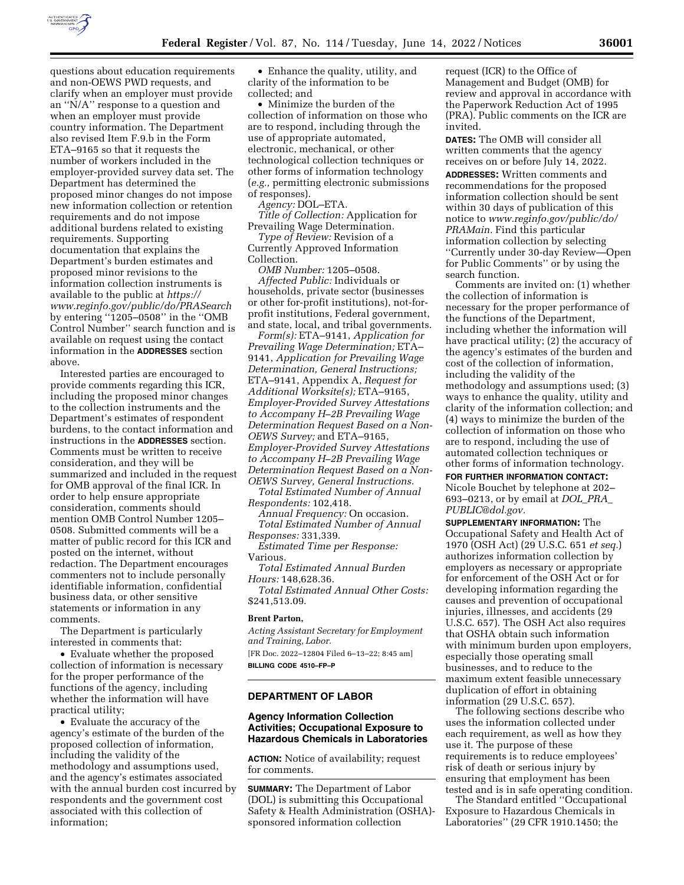questions about education requirements and non-OEWS PWD requests, and clarify when an employer must provide an ''N/A'' response to a question and when an employer must provide country information. The Department also revised Item F.9.b in the Form ETA–9165 so that it requests the number of workers included in the employer-provided survey data set. The Department has determined the proposed minor changes do not impose new information collection or retention requirements and do not impose additional burdens related to existing requirements. Supporting documentation that explains the Department's burden estimates and proposed minor revisions to the information collection instruments is available to the public at *https://www.reginfo.gov/public/do/PRASearch* by entering ''1205–0508'' in the ''OMB Control Number'' search function and is available on request using the contact information in the **ADDRESSES** section above.

Interested parties are encouraged to provide comments regarding this ICR, including the proposed minor changes to the collection instruments and the Department's estimates of respondent burdens, to the contact information and instructions in the **ADDRESSES** section. Comments must be written to receive consideration, and they will be summarized and included in the request for OMB approval of the final ICR. In order to help ensure appropriate consideration, comments should mention OMB Control Number 1205–0508. Submitted comments will be a matter of public record for this ICR and posted on the internet, without redaction. The Department encourages commenters not to include personally identifiable information, confidential business data, or other sensitive statements or information in any comments.

The Department is particularly interested in comments that:

- Evaluate whether the proposed collection of information is necessary for the proper performance of the functions of the agency, including whether the information will have practical utility;
- Evaluate the accuracy of the agency's estimate of the burden of the proposed collection of information, including the validity of the methodology and assumptions used, and the agency's estimates associated with the annual burden cost incurred by respondents and the government cost associated with this collection of information;
- Enhance the quality, utility, and clarity of the information to be collected; and
- Minimize the burden of the collection of information on those who are to respond, including through the use of appropriate automated, electronic, mechanical, or other technological collection techniques or other forms of information technology (*e.g.,* permitting electronic submissions of responses).

*Agency:* DOL–ETA.

*Title of Collection:* Application for Prevailing Wage Determination.

*Type of Review:* Revision of a Currently Approved Information Collection.

*OMB Number:* 1205–0508.

*Affected Public:* Individuals or households, private sector (businesses or other for-profit institutions), not-for-profit institutions, Federal government, and state, local, and tribal governments.

*Form(s):* ETA–9141, *Application for Prevailing Wage Determination;* ETA–9141, *Application for Prevailing Wage Determination, General Instructions;* ETA–9141, Appendix A, *Request for Additional Worksite(s);* ETA–9165, *Employer-Provided Survey Attestations to Accompany H–2B Prevailing Wage Determination Request Based on a Non-OEWS Survey;* and ETA–9165, *Employer-Provided Survey Attestations to Accompany H–2B Prevailing Wage Determination Request Based on a Non-OEWS Survey, General Instructions.*

*Total Estimated Number of Annual Respondents:* 102,418.

*Annual Frequency:* On occasion.

*Total Estimated Number of Annual Responses:* 331,339.

*Estimated Time per Response:* Various.

*Total Estimated Annual Burden Hours:* 148,628.36.

*Total Estimated Annual Other Costs:* $241,513.09.

**Brent Parton,**

*Acting Assistant Secretary for Employment and Training, Labor.*

[FR Doc. 2022–12804 Filed 6–13–22; 8:45 am]

**BILLING CODE 4510–FP–P**

## DEPARTMENT OF LABOR

### Agency Information Collection Activities; Occupational Exposure to Hazardous Chemicals in Laboratories

**ACTION:** Notice of availability; request for comments.

**SUMMARY:** The Department of Labor (DOL) is submitting this Occupational Safety & Health Administration (OSHA)-sponsored information collection request (ICR) to the Office of Management and Budget (OMB) for review and approval in accordance with the Paperwork Reduction Act of 1995 (PRA). Public comments on the ICR are invited.

**DATES:** The OMB will consider all written comments that the agency receives on or before July 14, 2022.

**ADDRESSES:** Written comments and recommendations for the proposed information collection should be sent within 30 days of publication of this notice to *www.reginfo.gov/public/do/PRAMain.* Find this particular information collection by selecting ''Currently under 30-day Review—Open for Public Comments'' or by using the search function.

Comments are invited on: (1) whether the collection of information is necessary for the proper performance of the functions of the Department, including whether the information will have practical utility; (2) the accuracy of the agency's estimates of the burden and cost of the collection of information, including the validity of the methodology and assumptions used; (3) ways to enhance the quality, utility and clarity of the information collection; and (4) ways to minimize the burden of the collection of information on those who are to respond, including the use of automated collection techniques or other forms of information technology.

**FOR FURTHER INFORMATION CONTACT:** Nicole Bouchet by telephone at 202–693–0213, or by email at *DOL_PRA_PUBLIC@dol.gov.*

**SUPPLEMENTARY INFORMATION:** The Occupational Safety and Health Act of 1970 (OSH Act) (29 U.S.C. 651 *et seq.*) authorizes information collection by employers as necessary or appropriate for enforcement of the OSH Act or for developing information regarding the causes and prevention of occupational injuries, illnesses, and accidents (29 U.S.C. 657). The OSH Act also requires that OSHA obtain such information with minimum burden upon employers, especially those operating small businesses, and to reduce to the maximum extent feasible unnecessary duplication of effort in obtaining information (29 U.S.C. 657).

The following sections describe who uses the information collected under each requirement, as well as how they use it. The purpose of these requirements is to reduce employees' risk of death or serious injury by ensuring that employment has been tested and is in safe operating condition.

The Standard entitled ''Occupational Exposure to Hazardous Chemicals in Laboratories'' (29 CFR 1910.1450; the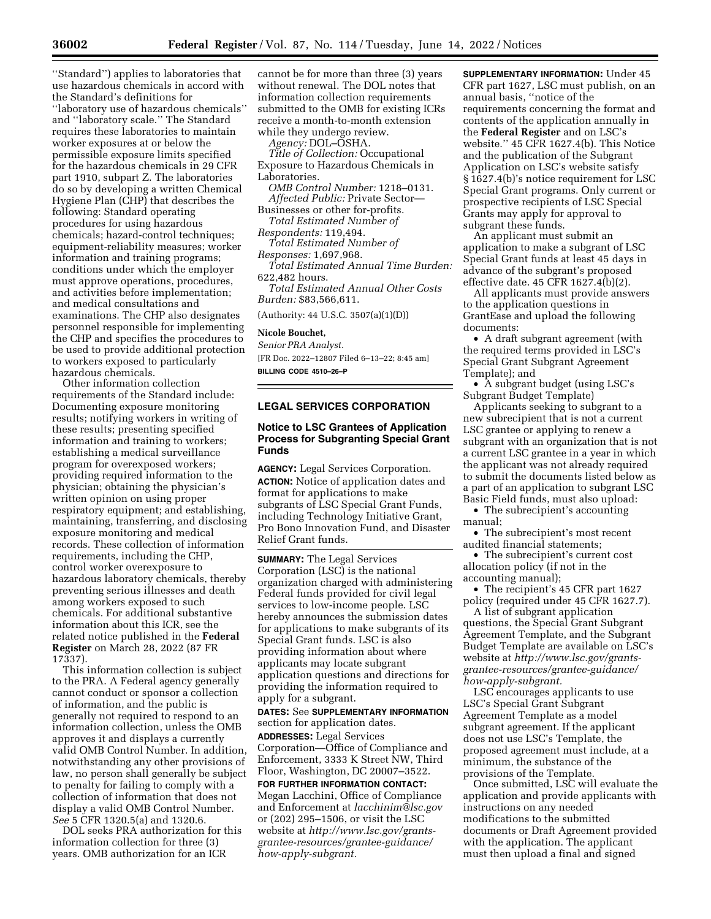''Standard'') applies to laboratories that use hazardous chemicals in accord with the Standard's definitions for ''laboratory use of hazardous chemicals'' and ''laboratory scale.'' The Standard requires these laboratories to maintain worker exposures at or below the permissible exposure limits specified for the hazardous chemicals in 29 CFR part 1910, subpart Z. The laboratories do so by developing a written Chemical Hygiene Plan (CHP) that describes the following: Standard operating procedures for using hazardous chemicals; hazard-control techniques; equipment-reliability measures; worker information and training programs; conditions under which the employer must approve operations, procedures, and activities before implementation; and medical consultations and examinations. The CHP also designates personnel responsible for implementing the CHP and specifies the procedures to be used to provide additional protection to workers exposed to particularly hazardous chemicals.

Other information collection requirements of the Standard include: Documenting exposure monitoring results; notifying workers in writing of these results; presenting specified information and training to workers; establishing a medical surveillance program for overexposed workers; providing required information to the physician; obtaining the physician's written opinion on using proper respiratory equipment; and establishing, maintaining, transferring, and disclosing exposure monitoring and medical records. These collection of information requirements, including the CHP, control worker overexposure to hazardous laboratory chemicals, thereby preventing serious illnesses and death among workers exposed to such chemicals. For additional substantive information about this ICR, see the related notice published in the **Federal Register** on March 28, 2022 (87 FR 17337).

This information collection is subject to the PRA. A Federal agency generally cannot conduct or sponsor a collection of information, and the public is generally not required to respond to an information collection, unless the OMB approves it and displays a currently valid OMB Control Number. In addition, notwithstanding any other provisions of law, no person shall generally be subject to penalty for failing to comply with a collection of information that does not display a valid OMB Control Number. *See* 5 CFR 1320.5(a) and 1320.6.

DOL seeks PRA authorization for this information collection for three (3) years. OMB authorization for an ICR cannot be for more than three (3) years without renewal. The DOL notes that information collection requirements submitted to the OMB for existing ICRs receive a month-to-month extension while they undergo review.

*Agency:* DOL–OSHA.

*Title of Collection:* Occupational Exposure to Hazardous Chemicals in Laboratories.

*OMB Control Number:* 1218–0131.

*Affected Public:* Private Sector—Businesses or other for-profits.

*Total Estimated Number of Respondents:* 119,494.

*Total Estimated Number of Responses:* 1,697,968.

*Total Estimated Annual Time Burden:* 622,482 hours.

*Total Estimated Annual Other Costs Burden:* $83,566,611.

(Authority: 44 U.S.C. 3507(a)(1)(D))

**Nicole Bouchet,**

*Senior PRA Analyst.*

[FR Doc. 2022–12807 Filed 6–13–22; 8:45 am]

**BILLING CODE 4510–26–P**

## LEGAL SERVICES CORPORATION

### Notice to LSC Grantees of Application Process for Subgranting Special Grant Funds

**AGENCY:** Legal Services Corporation.

**ACTION:** Notice of application dates and format for applications to make subgrants of LSC Special Grant Funds, including Technology Initiative Grant, Pro Bono Innovation Fund, and Disaster Relief Grant funds.

**SUMMARY:** The Legal Services Corporation (LSC) is the national organization charged with administering Federal funds provided for civil legal services to low-income people. LSC hereby announces the submission dates for applications to make subgrants of its Special Grant funds. LSC is also providing information about where applicants may locate subgrant application questions and directions for providing the information required to apply for a subgrant.

**DATES:** See **SUPPLEMENTARY INFORMATION** section for application dates.

**ADDRESSES:** Legal Services Corporation—Office of Compliance and Enforcement, 3333 K Street NW, Third Floor, Washington, DC 20007–3522.

**FOR FURTHER INFORMATION CONTACT:** Megan Lacchini, Office of Compliance and Enforcement at *lacchinim@lsc.gov* or (202) 295–1506, or visit the LSC website at *http://www.lsc.gov/grants-grantee-resources/grantee-guidance/how-apply-subgrant.*

**SUPPLEMENTARY INFORMATION:** Under 45 CFR part 1627, LSC must publish, on an annual basis, ''notice of the requirements concerning the format and contents of the application annually in the **Federal Register** and on LSC's website.'' 45 CFR 1627.4(b). This Notice and the publication of the Subgrant Application on LSC's website satisfy § 1627.4(b)'s notice requirement for LSC Special Grant programs. Only current or prospective recipients of LSC Special Grants may apply for approval to subgrant these funds.

An applicant must submit an application to make a subgrant of LSC Special Grant funds at least 45 days in advance of the subgrant's proposed effective date. 45 CFR 1627.4(b)(2).

All applicants must provide answers to the application questions in GrantEase and upload the following documents:

- A draft subgrant agreement (with the required terms provided in LSC's Special Grant Subgrant Agreement Template); and
- A subgrant budget (using LSC's Subgrant Budget Template)

Applicants seeking to subgrant to a new subrecipient that is not a current LSC grantee or applying to renew a subgrant with an organization that is not a current LSC grantee in a year in which the applicant was not already required to submit the documents listed below as a part of an application to subgrant LSC Basic Field funds, must also upload:

- The subrecipient's accounting manual;
- The subrecipient's most recent audited financial statements;
- The subrecipient's current cost allocation policy (if not in the accounting manual);
- The recipient's 45 CFR part 1627 policy (required under 45 CFR 1627.7).

A list of subgrant application questions, the Special Grant Subgrant Agreement Template, and the Subgrant Budget Template are available on LSC's website at *http://www.lsc.gov/grants-grantee-resources/grantee-guidance/how-apply-subgrant.*

LSC encourages applicants to use LSC's Special Grant Subgrant Agreement Template as a model subgrant agreement. If the applicant does not use LSC's Template, the proposed agreement must include, at a minimum, the substance of the provisions of the Template.

Once submitted, LSC will evaluate the application and provide applicants with instructions on any needed modifications to the submitted documents or Draft Agreement provided with the application. The applicant must then upload a final and signed